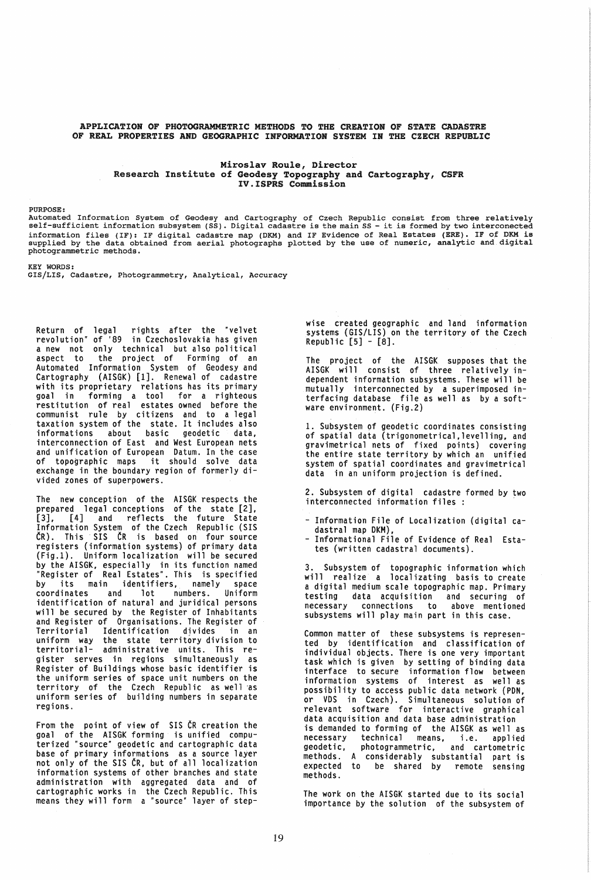# APPLICATION OF PHOTOGRAMMETRIC METHODS TO THE CREATION OF STATE CADASTRE OF REAL PROPERTIES AND GEOGRAPHIC INFORMATION SYSTEM IN THE CZECH REPUBLIC

**Miroslav Roule, Director**
**Research Institute of Geodesy Topography and Cartography, CSFR**
**IV.ISPRS Commission**

PURPOSE:
Automated Information System of Geodesy and Cartography of Czech Republic consist from three relatively self-sufficient information subsystem (SS). Digital cadastre is the main SS - it is formed by two interconected information files (IF): IF digital cadastre map (DKM) and IF Evidence of Real Estates (ERE). IF of DKM is supplied by the data obtained from aerial photographs plotted by the use of numeric, analytic and digital photogrammetric methods.

KEY WORDS:
GIS/LIS, Cadastre, Photogrammetry, Analytical, Accuracy

Return of legal rights after the "velvet revolution" of '89 in Czechoslovakia has given a new not only technical but also political aspect to the project of Forming of an Automated Information System of Geodesy and Cartography (AISGK) [1]. Renewal of cadastre with its proprietary relations has its primary goal in forming a tool for a righteous restitution of real estates owned before the communist rule by citizens and to a legal taxation system of the state. It includes also informations about basic geodetic data, interconnection of East and West European nets and unification of European Datum. In the case of topographic maps it should solve data exchange in the boundary region of formerly divided zones of superpowers.

The new conception of the AISGK respects the prepared legal conceptions of the state [2], [3], [4] and reflects the future State Information System of the Czech Republic (SIS ČR). This SIS ČR is based on four source registers (information systems) of primary data (Fig.1). Uniform localization will be secured by the AISGK, especially in its function named "Register of Real Estates". This is specified by its main identifiers, namely space coordinates and lot numbers. Uniform identification of natural and juridical persons will be secured by the Register of Inhabitants and Register of Organisations. The Register of Territorial Identification divides in an uniform way the state territory division to territorial- administrative units. This register serves in regions simultaneously as Register of Buildings whose basic identifier is the uniform series of space unit numbers on the territory of the Czech Republic as well as uniform series of building numbers in separate regions.

From the point of view of SIS ČR creation the goal of the AISGK forming is unified computerized "source" geodetic and cartographic data base of primary informations as a source layer not only of the SIS ČR, but of all localization information systems of other branches and state administration with aggregated data and of cartographic works in the Czech Republic. This means they will form a "source" layer of step-wise created geographic and land information systems (GIS/LIS) on the territory of the Czech Republic [5] - [8].

The project of the AISGK supposes that the AISGK will consist of three relatively independent information subsystems. These will be mutually interconnected by a superimposed interfacing database file as well as by a software environment. (Fig.2)

1. Subsystem of geodetic coordinates consisting of spatial data (trigonometrical,levelling, and gravimetrical nets of fixed points) covering the entire state territory by which an unified system of spatial coordinates and gravimetrical data in an uniform projection is defined.

2. Subsystem of digital cadastre formed by two interconnected information files :

- Information File of Localization (digital cadastral map DKM),
- Informational File of Evidence of Real Estates (written cadastral documents).

3. Subsystem of topographic information which will realize a localizating basis to create a digital medium scale topographic map. Primary testing data acquisition and securing of necessary connections to above mentioned subsystems will play main part in this case.

Common matter of these subsystems is represented by identification and classification of individual objects. There is one very important task which is given by setting of binding data interface to secure information flow between information systems of interest as well as possibility to access public data network (PDN, or VDS in Czech). Simultaneous solution of relevant software for interactive graphical data acquisition and data base administration is demanded to forming of the AISGK as well as necessary technical means, i.e. applied geodetic, photogrammetric, and cartometric methods. A considerably substantial part is expected to be shared by remote sensing methods.

The work on the AISGK started due to its social importance by the solution of the subsystem of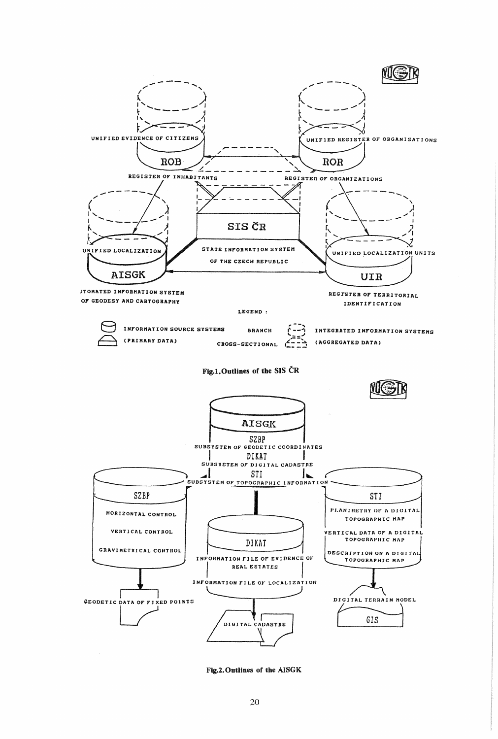UNIFIED EVIDENCE OF CITIZENS

ROB

REGISTER OF INHABITANTS

UNIFIED REGISTER OF ORGANISATIONS

ROR

REGISTER OF ORGANIZATIONS

SIS ČR

STATE INFORMATION SYSTEM OF THE CZECH REPUBLIC

UNIFIED LOCALIZATION

AISGK

AUTOMATED INFORMATION SYSTEM OF GEODESY AND CARTOGRAPHY

UNIFIED LOCALIZATION UNITS

UIR

REGISTER OF TERRITORIAL IDENTIFICATION

LEGEND :

INFORMATION SOURCE SYSTEMS (PRIMARY DATA)

BRANCH

CROSS-SECTIONAL

INTEGRATED INFORMATION SYSTEMS (AGGREGATED DATA)

**Fig.1. Outlines of the SIS ČR**

AISGK

SZBP

SUBSYSTEM OF GEODETIC COORDINATES

DIKAT

SUBSYSTEM OF DIGITAL CADASTRE

STI

SUBSYSTEM OF TOPOGRAPHIC INFORMATION

SZBP

HORIZONTAL CONTROL

VERTICAL CONTROL

GRAVIMETRICAL CONTROL

GEODETIC DATA OF FIXED POINTS

DIKAT

INFORMATION FILE OF EVIDENCE OF REAL ESTATES

INFORMATION FILE OF LOCALIZATION

DIGITAL CADASTRE

STI

PLANIMETRY OF A DIGITAL TOPOGRAPHIC MAP

VERTICAL DATA OF A DIGITAL TOPOGRAPHIC MAP

DESCRIPTION ON A DIGITAL TOPOGRAPHIC MAP

DIGITAL TERRAIN MODEL

GIS

**Fig.2. Outlines of the AISGK**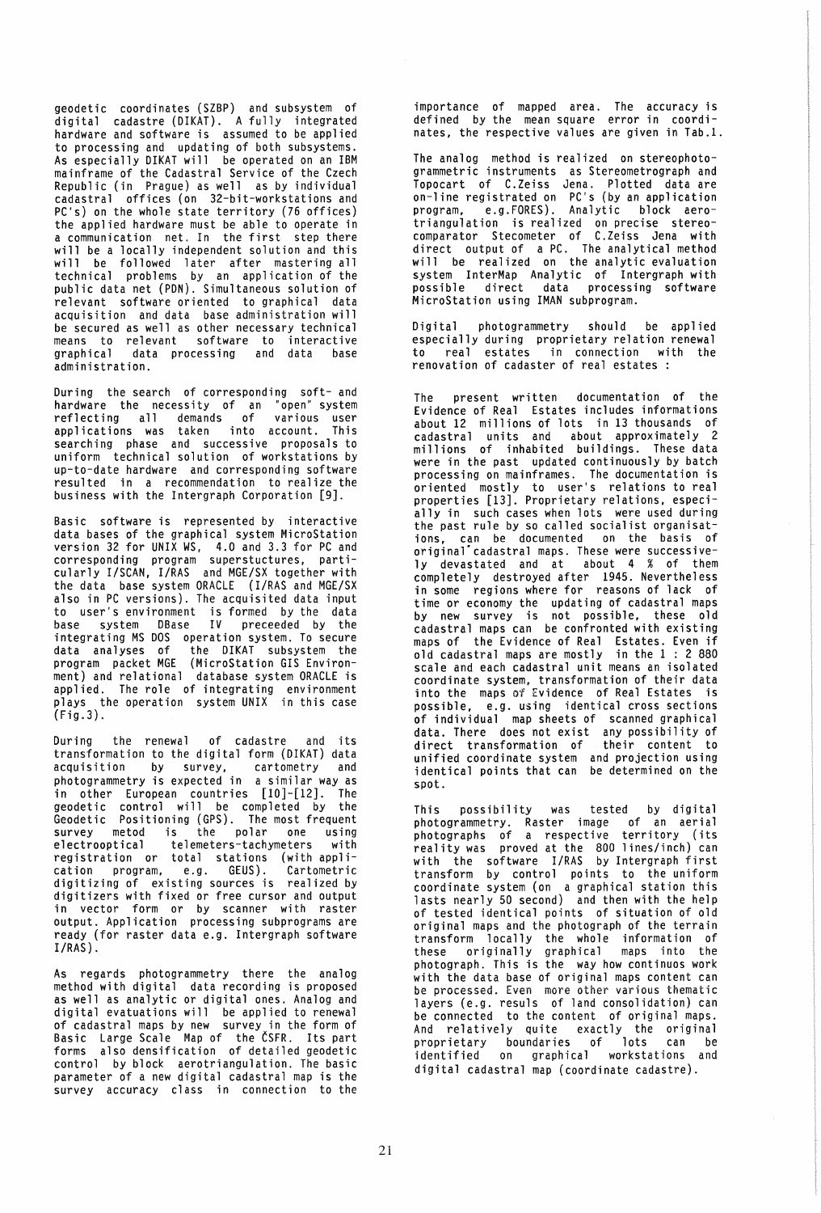geodetic coordinates (SZBP) and subsystem of digital cadastre (DIKAT). A fully integrated hardware and software is assumed to be applied to processing and updating of both subsystems. As especially DIKAT will be operated on an IBM mainframe of the Cadastral Service of the Czech Republic (in Prague) as well as by individual cadastral offices (on 32-bit-workstations and PC's) on the whole state territory (76 offices) the applied hardware must be able to operate in a communication net. In the first step there will be a locally independent solution and this will be followed later after mastering all technical problems by an application of the public data net (PDN). Simultaneous solution of relevant software oriented to graphical data acquisition and data base administration will be secured as well as other necessary technical means to relevant software to interactive graphical data processing and data base administration.

During the search of corresponding soft- and hardware the necessity of an "open" system reflecting all demands of various user applications was taken into account. This searching phase and successive proposals to uniform technical solution of workstations by up-to-date hardware and corresponding software resulted in a recommendation to realize the business with the Intergraph Corporation [9].

Basic software is represented by interactive data bases of the graphical system MicroStation version 32 for UNIX WS, 4.0 and 3.3 for PC and corresponding program superstuctures, particularly I/SCAN, I/RAS and MGE/SX together with the data base system ORACLE (I/RAS and MGE/SX also in PC versions). The acquisited data input to user's environment is formed by the data base system DBase IV preceeded by the integrating MS DOS operation system. To secure data analyses of the DIKAT subsystem the program packet MGE (MicroStation GIS Environment) and relational database system ORACLE is applied. The role of integrating environment plays the operation system UNIX in this case (Fig.3).

During the renewal of cadastre and its transformation to the digital form (DIKAT) data acquisition by survey, cartometry and photogrammetry is expected in a similar way as in other European countries [10]-[12]. The geodetic control will be completed by the Geodetic Positioning (GPS). The most frequent survey metod is the polar one using electrooptical telemeters-tachymeters with registration or total stations (with application program, e.g. GEUS). Cartometric digitizing of existing sources is realized by digitizers with fixed or free cursor and output in vector form or by scanner with raster output. Application processing subprograms are ready (for raster data e.g. Intergraph software I/RAS).

As regards photogrammetry there the analog method with digital data recording is proposed as well as analytic or digital ones. Analog and digital evatuations will be applied to renewal of cadastral maps by new survey in the form of Basic Large Scale Map of the ČSFR. Its part forms also densification of detailed geodetic control by block aerotriangulation. The basic parameter of a new digital cadastral map is the survey accuracy class in connection to the importance of mapped area. The accuracy is defined by the mean square error in coordinates, the respective values are given in Tab.1.

The analog method is realized on stereophotogrammetric instruments as Stereometrograph and Topocart of C.Zeiss Jena. Plotted data are on-line registrated on PC's (by an application program, e.g.FORES). Analytic block aerotriangulation is realized on precise stereocomparator Stecometer of C.Zeiss Jena with direct output of a PC. The analytical method will be realized on the analytic evaluation system InterMap Analytic of Intergraph with possible direct data processing software MicroStation using IMAN subprogram.

Digital photogrammetry should be applied especially during proprietary relation renewal to real estates in connection with the renovation of cadaster of real estates :

The present written documentation of the Evidence of Real Estates includes informations about 12 millions of lots in 13 thousands of cadastral units and about approximately 2 millions of inhabited buildings. These data were in the past updated continuously by batch processing on mainframes. The documentation is oriented mostly to user's relations to real properties [13]. Proprietary relations, especially in such cases when lots were used during the past rule by so called socialist organisations, can be documented on the basis of original cadastral maps. These were successively devastated and at about 4 % of them completely destroyed after 1945. Nevertheless in some regions where for reasons of lack of time or economy the updating of cadastral maps by new survey is not possible, these old cadastral maps can be confronted with existing maps of the Evidence of Real Estates. Even if old cadastral maps are mostly in the 1 : 2 880 scale and each cadastral unit means an isolated coordinate system, transformation of their data into the maps of Evidence of Real Estates is possible, e.g. using identical cross sections of individual map sheets of scanned graphical data. There does not exist any possibility of direct transformation of their content to unified coordinate system and projection using identical points that can be determined on the spot.

This possibility was tested by digital photogrammetry. Raster image of an aerial photographs of a respective territory (its reality was proved at the 800 lines/inch) can with the software I/RAS by Intergraph first transform by control points to the uniform coordinate system (on a graphical station this lasts nearly 50 second) and then with the help of tested identical points of situation of old original maps and the photograph of the terrain transform locally the whole information of these originally graphical maps into the photograph. This is the way how continuos work with the data base of original maps content can be processed. Even more other various thematic layers (e.g. resuls of land consolidation) can be connected to the content of original maps. And relatively quite exactly the original proprietary boundaries of lots can be identified on graphical workstations and digital cadastral map (coordinate cadastre).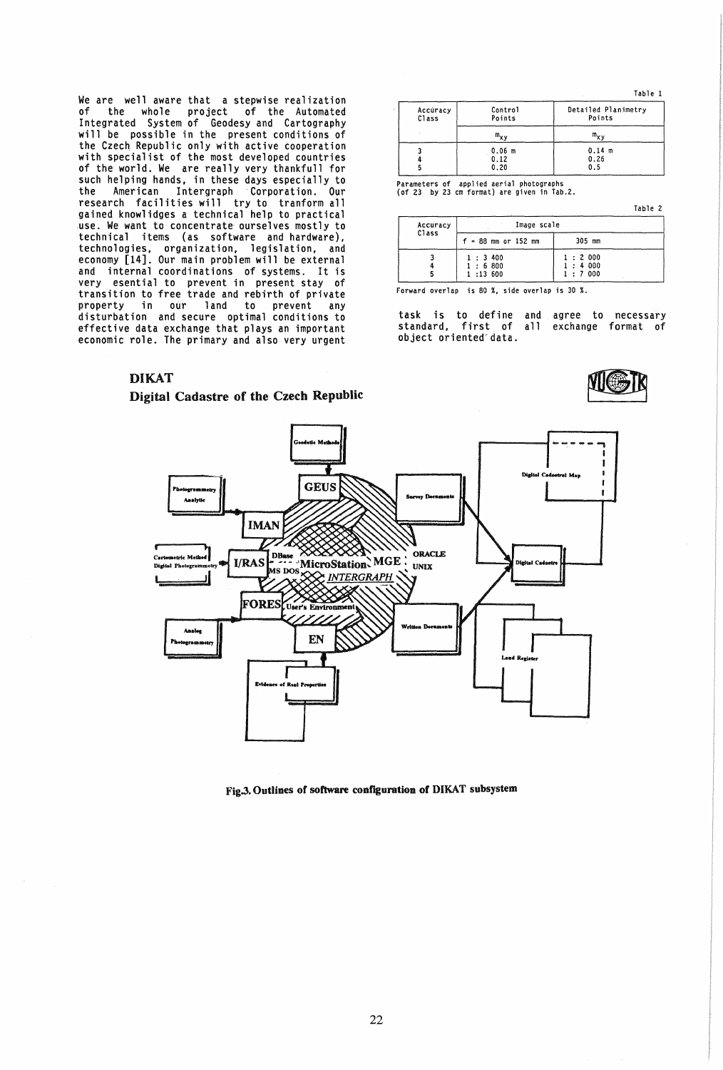We are well aware that a stepwise realization of the whole project of the Automated Integrated System of Geodesy and Cartography will be possible in the present conditions of the Czech Republic only with active cooperation with specialist of the most developed countries of the world. We are really very thankfull for such helping hands, in these days especially to the American Intergraph Corporation. Our research facilities will try to tranform all gained knowlidges a technical help to practical use. We want to concentrate ourselves mostly to technical items (as software and hardware), technologies, organization, legislation, and economy [14]. Our main problem will be external and internal coordinations of systems. It is very esential to prevent in present stay of transition to free trade and rebirth of private property in our land to prevent any disturbation and secure optimal conditions to effective data exchange that plays an important economic role. The primary and also very urgent task is to define and agree to necessary standard, first of all exchange format of object oriented data.

Table 1

| Accuracy Class | Control Points | Detailed Planimetry Points |
|---|---|---|
| | $m_{xy}$ | $m_{xy}$ |
| 3 | 0.06 m | 0.14 m |
| 4 | 0.12 | 0.26 |
| 5 | 0.20 | 0.5 |

Parameters of applied aerial photographs (of 23 by 23 cm format) are given in Tab.2.

Table 2

| Accuracy Class | Image scale | |
|---|---|---|
| | f = 88 mm or 152 mm | 305 mm |
| 3 | 1 : 3 400 | 1 : 2 000 |
| 4 | 1 : 6 800 | 1 : 4 000 |
| 5 | 1 :13 600 | 1 : 7 000 |

Forward overlap is 80 %, side overlap is 30 %.

**DIKAT**

**Digital Cadastre of the Czech Republic**

**Fig.3. Outlines of software configuration of DIKAT subsystem**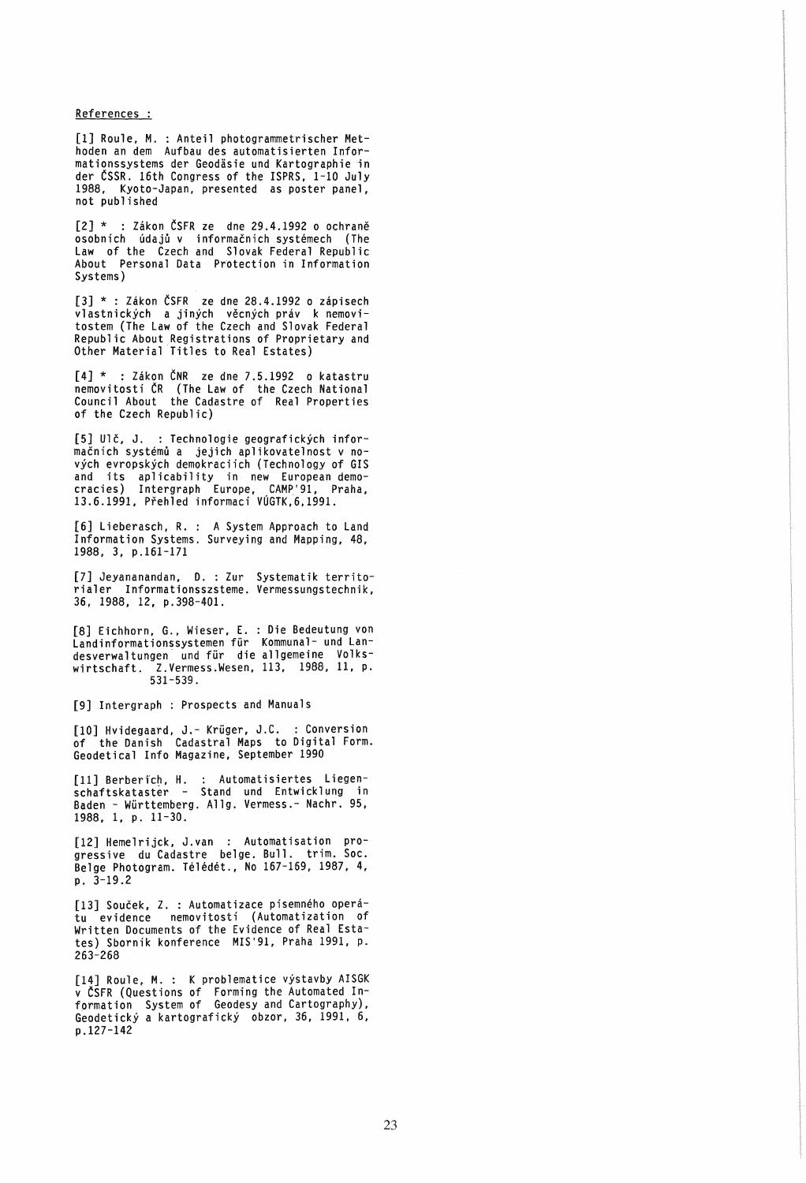References :

[1] Roule, M. : Anteil photogrammetrischer Methoden an dem Aufbau des automatisierten Informationssystems der Geodäsie und Kartographie in der ČSSR. 16th Congress of the ISPRS, 1-10 July 1988, Kyoto-Japan, presented as poster panel, not published

[2] * : Zákon ČSFR ze dne 29.4.1992 o ochraně osobních údajů v informačních systémech (The Law of the Czech and Slovak Federal Republic About Personal Data Protection in Information Systems)

[3] * : Zákon ČSFR ze dne 28.4.1992 o zápisech vlastnických a jiných věcných práv k nemovitostem (The Law of the Czech and Slovak Federal Republic About Registrations of Proprietary and Other Material Titles to Real Estates)

[4] * : Zákon ČNR ze dne 7.5.1992 o katastru nemovitostí ČR (The Law of the Czech National Council About the Cadastre of Real Properties of the Czech Republic)

[5] Ulč, J. : Technologie geografických informačních systémů a jejich aplikovatelnost v nových evropských demokraciích (Technology of GIS and its aplicability in new European democracies) Intergraph Europe, CAMP'91, Praha, 13.6.1991, Přehled informací VÚGTK,6,1991.

[6] Lieberasch, R. : A System Approach to Land Information Systems. Surveying and Mapping, 48, 1988, 3, p.161-171

[7] Jeyananandan, D. : Zur Systematik territorialer Informationsszsteme. Vermessungstechnik, 36, 1988, 12, p.398-401.

[8] Eichhorn, G., Wieser, E. : Die Bedeutung von Landinformationssystemen für Kommunal- und Landesverwaltungen und für die allgemeine Volkswirtschaft. Z.Vermess.Wesen, 113, 1988, 11, p. 531-539.

[9] Intergraph : Prospects and Manuals

[10] Hvidegaard, J.- Krüger, J.C. : Conversion of the Danish Cadastral Maps to Digital Form. Geodetical Info Magazine, September 1990

[11] Berberich, H. : Automatisiertes Liegenschaftskataster - Stand und Entwicklung in Baden - Württemberg. Allg. Vermess.- Nachr. 95, 1988, 1, p. 11-30.

[12] Hemelrijck, J.van : Automatisation progressive du Cadastre belge. Bull. trim. Soc. Belge Photogram. Télédét., No 167-169, 1987, 4, p. 3-19.2

[13] Souček, Z. : Automatizace písemného operátu evidence nemovitostí (Automatization of Written Documents of the Evidence of Real Estates) Sborník konference MIS'91, Praha 1991, p. 263-268

[14] Roule, M. : K problematice výstavby AISGK v ČSFR (Questions of Forming the Automated Information System of Geodesy and Cartography), Geodetický a kartografický obzor, 36, 1991, 6, p.127-142